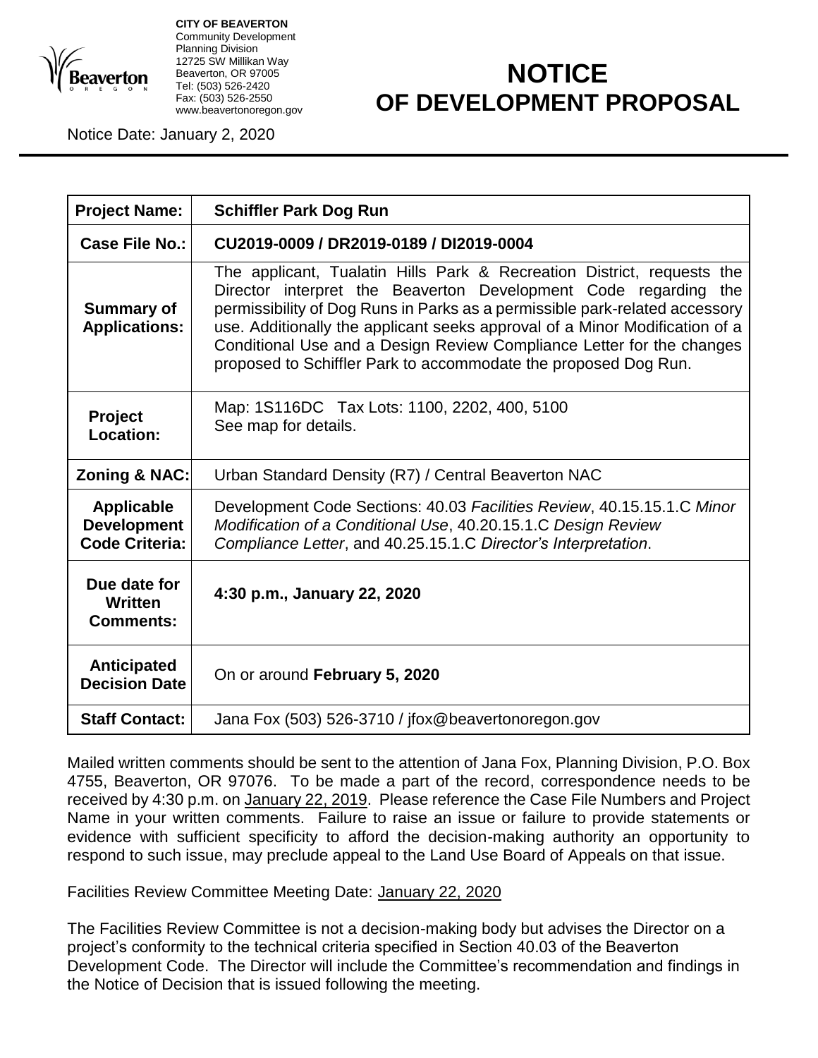**CITY OF BEAVERTON**
Community Development
Planning Division
12725 SW Millikan Way
Beaverton, OR 97005
Tel: (503) 526-2420
Fax: (503) 526-2550
www.beavertonoregon.gov

# NOTICE OF DEVELOPMENT PROPOSAL

Notice Date: January 2, 2020

| | |
|---|---|
| **Project Name:** | **Schiffler Park Dog Run** |
| **Case File No.:** | **CU2019-0009 / DR2019-0189 / DI2019-0004** |
| **Summary of Applications:** | The applicant, Tualatin Hills Park & Recreation District, requests the Director interpret the Beaverton Development Code regarding the permissibility of Dog Runs in Parks as a permissible park-related accessory use. Additionally the applicant seeks approval of a Minor Modification of a Conditional Use and a Design Review Compliance Letter for the changes proposed to Schiffler Park to accommodate the proposed Dog Run. |
| **Project Location:** | Map: 1S116DC Tax Lots: 1100, 2202, 400, 5100<br>See map for details. |
| **Zoning & NAC:** | Urban Standard Density (R7) / Central Beaverton NAC |
| **Applicable Development Code Criteria:** | Development Code Sections: 40.03 *Facilities Review*, 40.15.15.1.C *Minor Modification of a Conditional Use*, 40.20.15.1.C *Design Review Compliance Letter*, and 40.25.15.1.C *Director's Interpretation*. |
| **Due date for Written Comments:** | **4:30 p.m., January 22, 2020** |
| **Anticipated Decision Date** | On or around **February 5, 2020** |
| **Staff Contact:** | Jana Fox (503) 526-3710 / jfox@beavertonoregon.gov |

Mailed written comments should be sent to the attention of Jana Fox, Planning Division, P.O. Box 4755, Beaverton, OR 97076. To be made a part of the record, correspondence needs to be received by 4:30 p.m. on January 22, 2019. Please reference the Case File Numbers and Project Name in your written comments. Failure to raise an issue or failure to provide statements or evidence with sufficient specificity to afford the decision-making authority an opportunity to respond to such issue, may preclude appeal to the Land Use Board of Appeals on that issue.

Facilities Review Committee Meeting Date: January 22, 2020

The Facilities Review Committee is not a decision-making body but advises the Director on a project's conformity to the technical criteria specified in Section 40.03 of the Beaverton Development Code. The Director will include the Committee's recommendation and findings in the Notice of Decision that is issued following the meeting.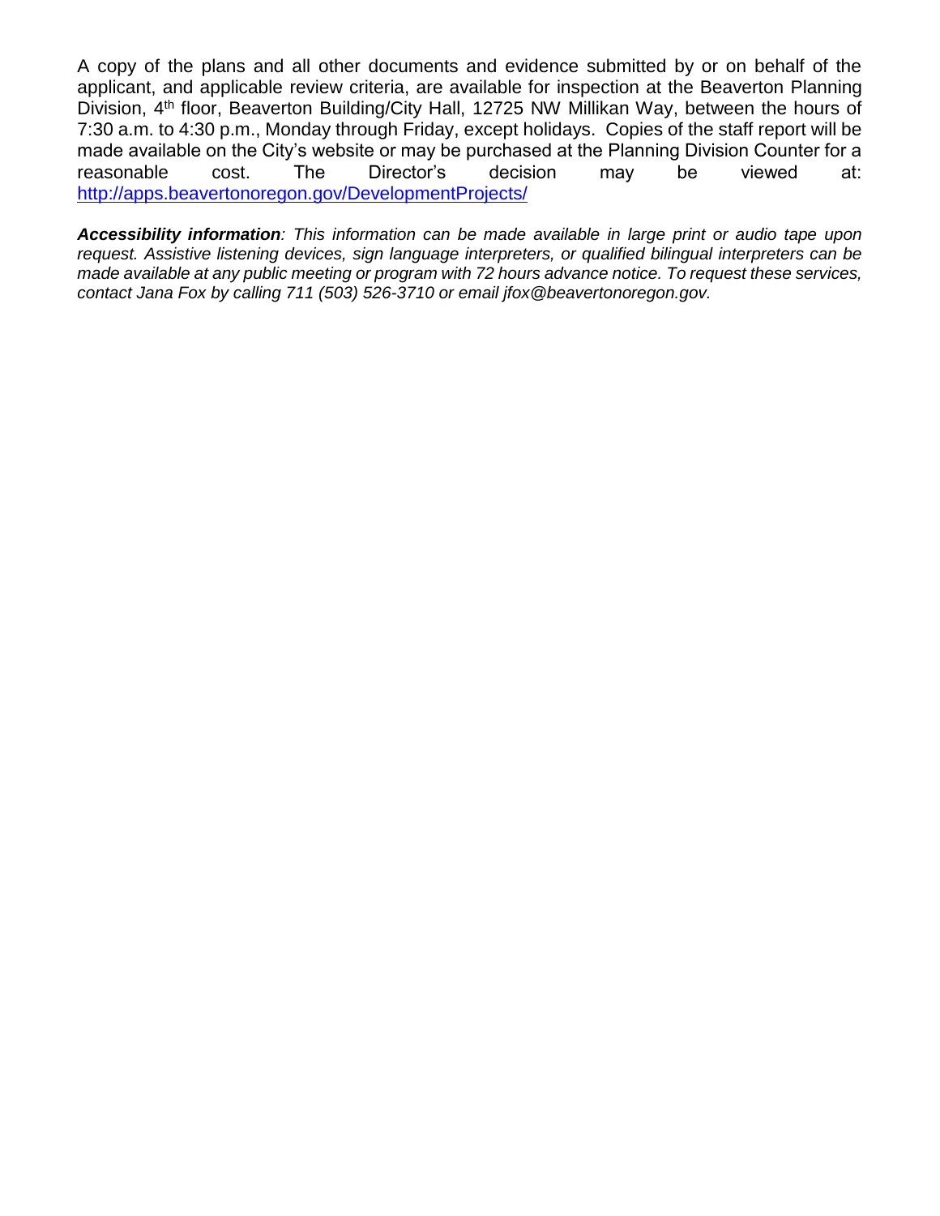A copy of the plans and all other documents and evidence submitted by or on behalf of the applicant, and applicable review criteria, are available for inspection at the Beaverton Planning Division, 4th floor, Beaverton Building/City Hall, 12725 NW Millikan Way, between the hours of 7:30 a.m. to 4:30 p.m., Monday through Friday, except holidays. Copies of the staff report will be made available on the City's website or may be purchased at the Planning Division Counter for a reasonable cost. The Director's decision may be viewed at: http://apps.beavertonoregon.gov/DevelopmentProjects/

***Accessibility information****: This information can be made available in large print or audio tape upon request. Assistive listening devices, sign language interpreters, or qualified bilingual interpreters can be made available at any public meeting or program with 72 hours advance notice. To request these services, contact Jana Fox by calling 711 (503) 526-3710 or email jfox@beavertonoregon.gov.*